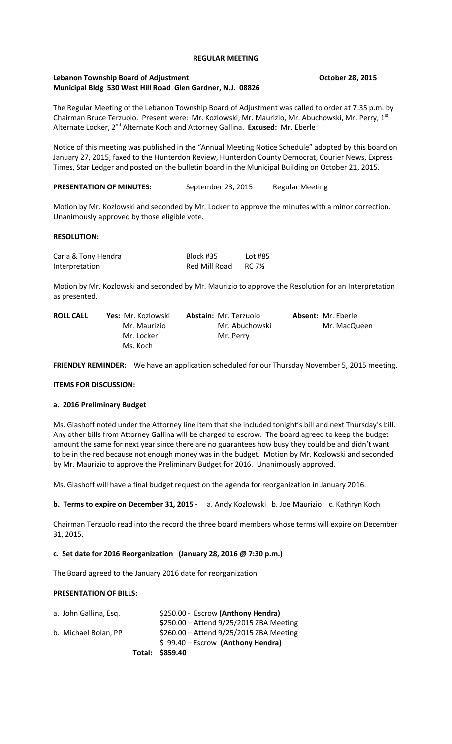# REGULAR MEETING

**Lebanon Township Board of Adjustment** **October 28, 2015**
**Municipal Bldg 530 West Hill Road Glen Gardner, N.J. 08826**

The Regular Meeting of the Lebanon Township Board of Adjustment was called to order at 7:35 p.m. by Chairman Bruce Terzuolo. Present were: Mr. Kozlowski, Mr. Maurizio, Mr. Abuchowski, Mr. Perry, 1st Alternate Locker, 2nd Alternate Koch and Attorney Gallina. **Excused:** Mr. Eberle

Notice of this meeting was published in the "Annual Meeting Notice Schedule" adopted by this board on January 27, 2015, faxed to the Hunterdon Review, Hunterdon County Democrat, Courier News, Express Times, Star Ledger and posted on the bulletin board in the Municipal Building on October 21, 2015.

**PRESENTATION OF MINUTES:** September 23, 2015 Regular Meeting

Motion by Mr. Kozlowski and seconded by Mr. Locker to approve the minutes with a minor correction. Unanimously approved by those eligible vote.

**RESOLUTION:**

| | | |
|---|---|---|
| Carla & Tony Hendra | Block #35 | Lot #85 |
| Interpretation | Red Mill Road | RC 7½ |

Motion by Mr. Kozlowski and seconded by Mr. Maurizio to approve the Resolution for an Interpretation as presented.

| **ROLL CALL** | **Yes:** | **Abstain:** | **Absent:** |
|---|---|---|---|
| | Mr. Kozlowski | Mr. Terzuolo | Mr. Eberle |
| | Mr. Maurizio | Mr. Abuchowski | Mr. MacQueen |
| | Mr. Locker | Mr. Perry | |
| | Ms. Koch | | |

**FRIENDLY REMINDER:** We have an application scheduled for our Thursday November 5, 2015 meeting.

**ITEMS FOR DISCUSSION:**

**a. 2016 Preliminary Budget**

Ms. Glashoff noted under the Attorney line item that she included tonight's bill and next Thursday's bill. Any other bills from Attorney Gallina will be charged to escrow. The board agreed to keep the budget amount the same for next year since there are no guarantees how busy they could be and didn't want to be in the red because not enough money was in the budget. Motion by Mr. Kozlowski and seconded by Mr. Maurizio to approve the Preliminary Budget for 2016. Unanimously approved.

Ms. Glashoff will have a final budget request on the agenda for reorganization in January 2016.

**b. Terms to expire on December 31, 2015 -** a. Andy Kozlowski b. Joe Maurizio c. Kathryn Koch

Chairman Terzuolo read into the record the three board members whose terms will expire on December 31, 2015.

**c. Set date for 2016 Reorganization (January 28, 2016 @ 7:30 p.m.)**

The Board agreed to the January 2016 date for reorganization.

**PRESENTATION OF BILLS:**

| | |
|---|---|
| a. John Gallina, Esq. | $250.00 - Escrow **(Anthony Hendra)** |
| | $250.00 – Attend 9/25/2015 ZBA Meeting |
| b. Michael Bolan, PP | $260.00 – Attend 9/25/2015 ZBA Meeting |
| | $ 99.40 – Escrow **(Anthony Hendra)** |
| **Total:** | **$859.40** |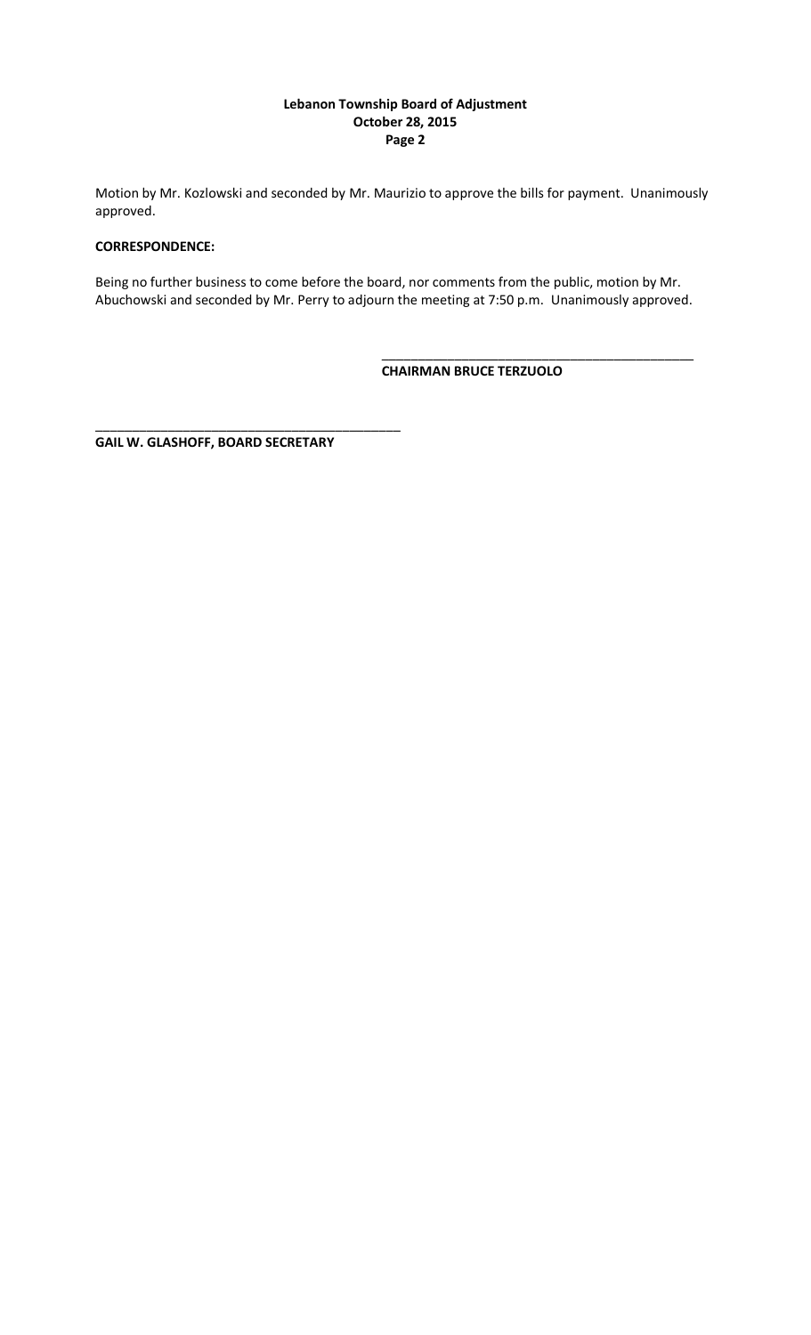Motion by Mr. Kozlowski and seconded by Mr. Maurizio to approve the bills for payment. Unanimously approved.

**CORRESPONDENCE:**

Being no further business to come before the board, nor comments from the public, motion by Mr. Abuchowski and seconded by Mr. Perry to adjourn the meeting at 7:50 p.m. Unanimously approved.

\_\_\_\_\_\_\_\_\_\_\_\_\_\_\_\_\_\_\_\_\_\_\_\_\_\_\_\_\_\_\_\_\_\_\_\_\_\_\_\_\_\_\_\_

**CHAIRMAN BRUCE TERZUOLO**

\_\_\_\_\_\_\_\_\_\_\_\_\_\_\_\_\_\_\_\_\_\_\_\_\_\_\_\_\_\_\_\_\_\_\_\_\_\_\_\_\_\_\_\_

**GAIL W. GLASHOFF, BOARD SECRETARY**